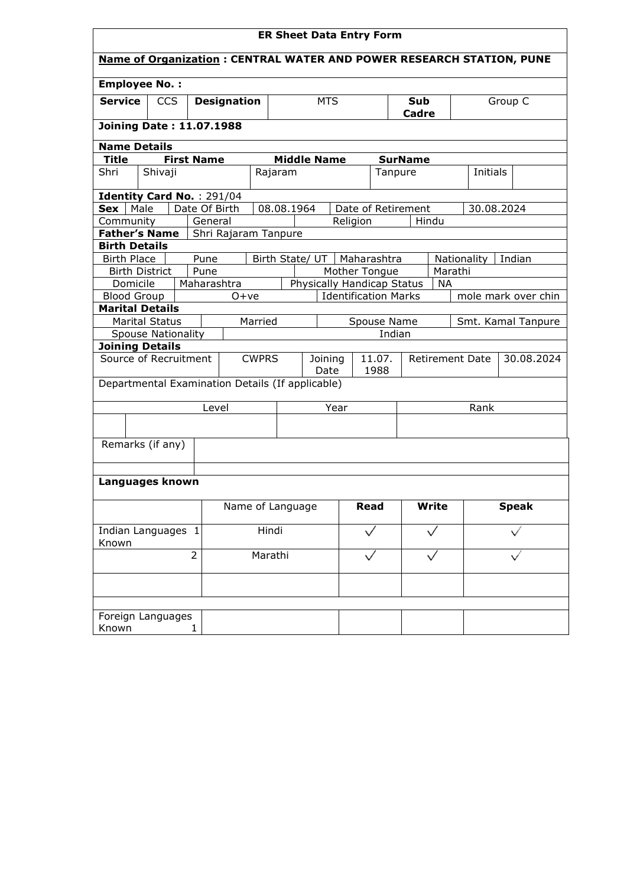# ER Sheet Data Entry Form

**Name of Organization : CENTRAL WATER AND POWER RESEARCH STATION, PUNE**

**Employee No. :**

| **Service** | CCS | **Designation** | MTS | **Sub Cadre** | Group C |
|---|---|---|---|---|---|

**Joining Date : 11.07.1988**

**Name Details**

| **Title** | **First Name** | **Middle Name** | **SurName** | | |
|---|---|---|---|---|---|
| Shri | Shivaji | Rajaram | Tanpure | Initials | |

**Identity Card No.** : 291/04

| **Sex** | Male | Date Of Birth | 08.08.1964 | Date of Retirement | 30.08.2024 |
|---|---|---|---|---|---|
| Community | General | | Religion | Hindu | |

| **Father's Name** | Shri Rajaram Tanpure |
|---|---|

**Birth Details**

| Birth Place | Pune | Birth State/ UT | Maharashtra | Nationality | Indian |
|---|---|---|---|---|---|
| Birth District | Pune | | Mother Tongue | Marathi | |
| Domicile | Maharashtra | Physically Handicap Status | NA | | |
| Blood Group | O+ve | Identification Marks | mole mark over chin | | |

**Marital Details**

| Marital Status | Married | Spouse Name | Smt. Kamal Tanpure |
|---|---|---|---|
| Spouse Nationality | Indian | | |

**Joining Details**

| Source of Recruitment | CWPRS | Joining Date | 11.07.1988 | Retirement Date | 30.08.2024 |
|---|---|---|---|---|---|

Departmental Examination Details (If applicable)

| Level | Year | Rank |
|---|---|---|
| | | |

| Remarks (if any) | |
|---|---|
| | |

**Languages known**

| | Name of Language | **Read** | **Write** | **Speak** |
|---|---|---|---|---|
| Indian Languages Known 1 | Hindi | ✓ | ✓ | ✓ |
| 2 | Marathi | ✓ | ✓ | ✓ |
| | | | | |
| Foreign Languages Known 1 | | | | |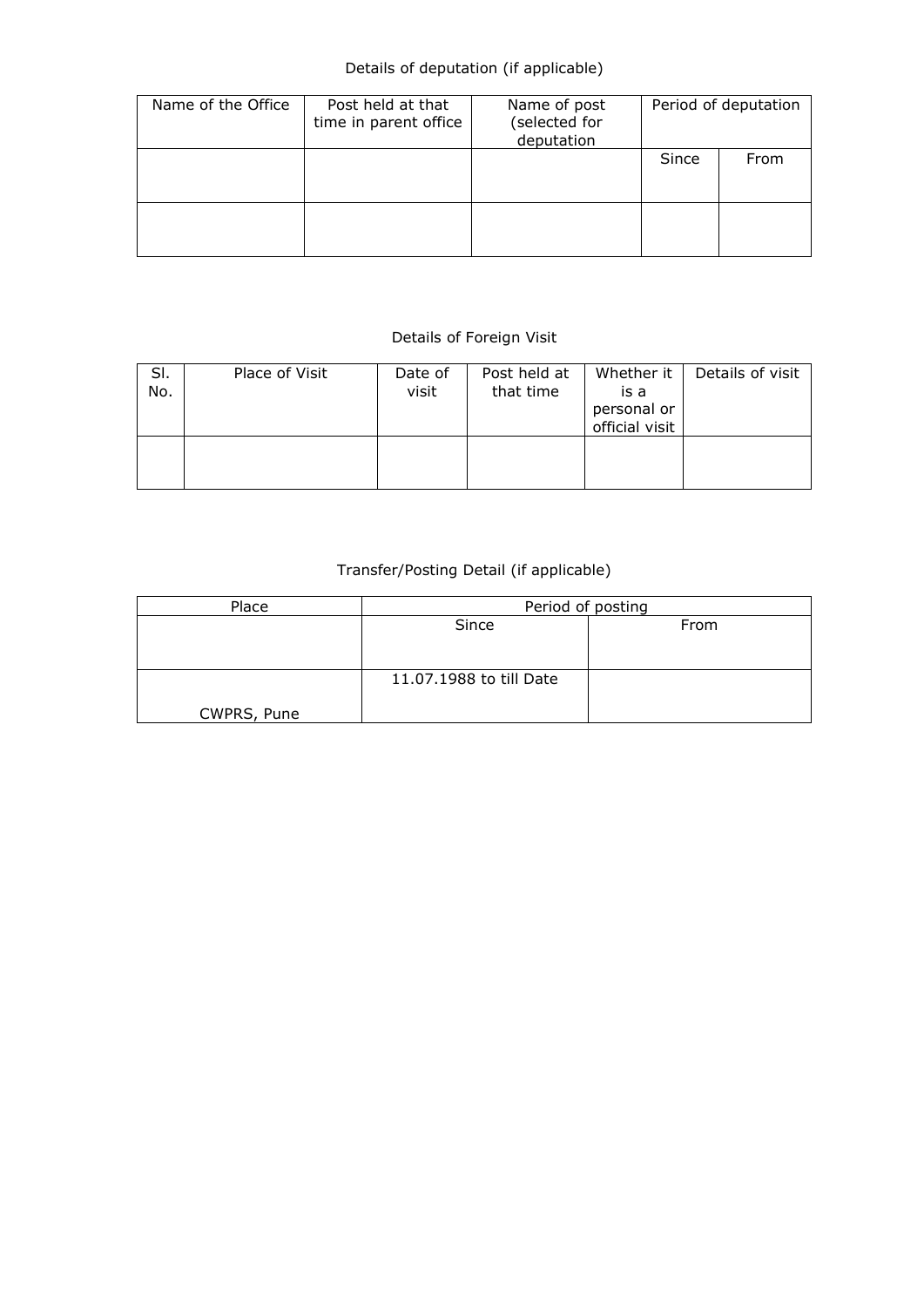Details of deputation (if applicable)

| Name of the Office | Post held at that time in parent office | Name of post (selected for deputation | Period of deputation | |
|---|---|---|---|---|
| | | | Since | From |
| | | | | |

Details of Foreign Visit

| Sl. No. | Place of Visit | Date of visit | Post held at that time | Whether it is a personal or official visit | Details of visit |
|---|---|---|---|---|---|
| | | | | | |

Transfer/Posting Detail (if applicable)

| Place | Period of posting | |
|---|---|---|
| | Since | From |
| CWPRS, Pune | 11.07.1988 to till Date | |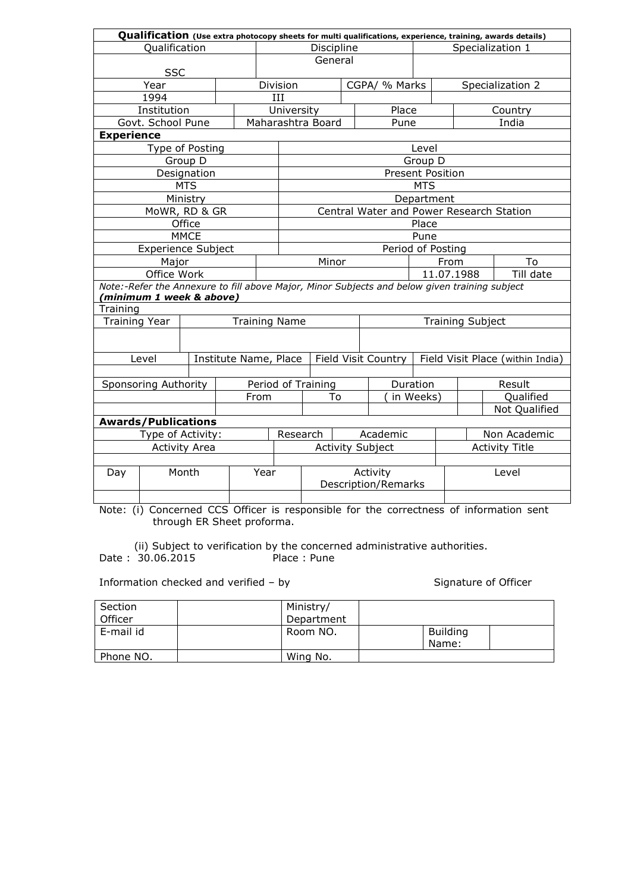**Qualification** (Use extra photocopy sheets for multi qualifications, experience, training, awards details)

| Qualification | Discipline | Specialization 1 |
|---|---|---|
| SSC | General | |

| Year | Division | CGPA/ % Marks | Specialization 2 |
|---|---|---|---|
| 1994 | III | | |

| Institution | University | Place | Country |
|---|---|---|---|
| Govt. School Pune | Maharashtra Board | Pune | India |

**Experience**

| Type of Posting | Level |
|---|---|
| Group D | Group D |
| **Designation** | **Present Position** |
| MTS | MTS |
| **Ministry** | **Department** |
| MoWR, RD & GR | Central Water and Power Research Station |
| **Office** | **Place** |
| MMCE | Pune |

| Experience Subject | | Period of Posting | |
|---|---|---|---|
| Major | Minor | From | To |
| Office Work | | 11.07.1988 | Till date |

*Note:-Refer the Annexure to fill above Major, Minor Subjects and below given training subject* ***(minimum 1 week & above)***

Training

| Training Year | Training Name | Training Subject |
|---|---|---|
| | | |

| Level | Institute Name, Place | Field Visit Country | Field Visit Place (within India) |
|---|---|---|---|
| | | | |

| Sponsoring Authority | Period of Training | | Duration | Result | |
|---|---|---|---|---|---|
| | From | To | ( in Weeks) | | Qualified |
| | | | | | Not Qualified |

**Awards/Publications**

| Type of Activity: | Research | Academic | | Non Academic |
|---|---|---|---|---|

| Activity Area | Activity Subject | Activity Title |
|---|---|---|
| | | |

| Day | Month | Year | Activity Description/Remarks | Level |
|---|---|---|---|---|
| | | | | |

Note: (i) Concerned CCS Officer is responsible for the correctness of information sent through ER Sheet proforma.

(ii) Subject to verification by the concerned administrative authorities.

Date : 30.06.2015 Place : Pune

Information checked and verified – by Signature of Officer

| | | | | | |
|---|---|---|---|---|---|
| Section Officer | | Ministry/ Department | | | |
| E-mail id | | Room NO. | | Building Name: | |
| Phone NO. | | Wing No. | | | |